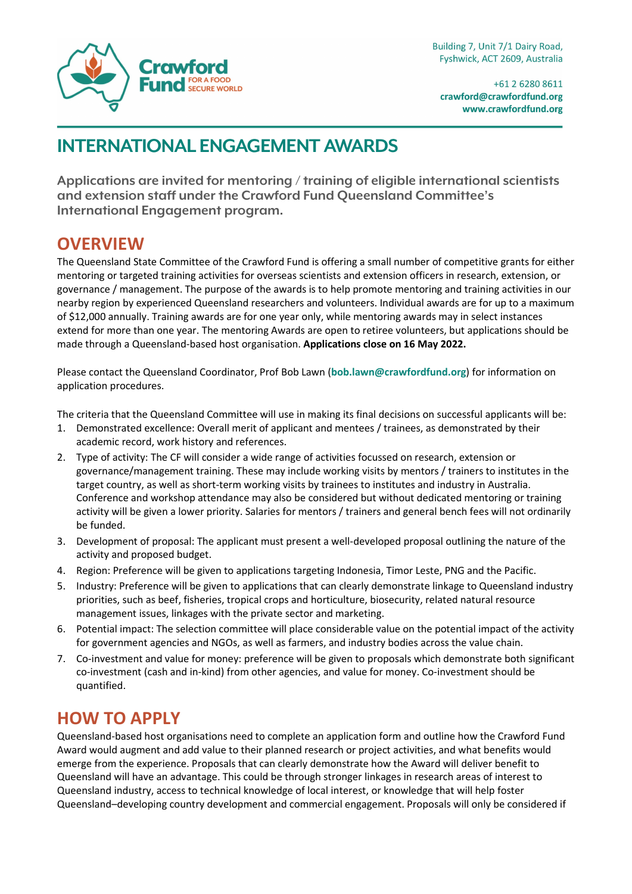Building 7, Unit 7/1 Dairy Road,
Fyshwick, ACT 2609, Australia

+61 2 6280 8611
**crawford@crawfordfund.org**
**www.crawfordfund.org**

# INTERNATIONAL ENGAGEMENT AWARDS

**Applications are invited for mentoring / training of eligible international scientists and extension staff under the Crawford Fund Queensland Committee's International Engagement program.**

## OVERVIEW

The Queensland State Committee of the Crawford Fund is offering a small number of competitive grants for either mentoring or targeted training activities for overseas scientists and extension officers in research, extension, or governance / management. The purpose of the awards is to help promote mentoring and training activities in our nearby region by experienced Queensland researchers and volunteers. Individual awards are for up to a maximum of $12,000 annually. Training awards are for one year only, while mentoring awards may in select instances extend for more than one year. The mentoring Awards are open to retiree volunteers, but applications should be made through a Queensland-based host organisation. **Applications close on 16 May 2022.**

Please contact the Queensland Coordinator, Prof Bob Lawn (**bob.lawn@crawfordfund.org**) for information on application procedures.

The criteria that the Queensland Committee will use in making its final decisions on successful applicants will be:

1. Demonstrated excellence: Overall merit of applicant and mentees / trainees, as demonstrated by their academic record, work history and references.
2. Type of activity: The CF will consider a wide range of activities focussed on research, extension or governance/management training. These may include working visits by mentors / trainers to institutes in the target country, as well as short-term working visits by trainees to institutes and industry in Australia. Conference and workshop attendance may also be considered but without dedicated mentoring or training activity will be given a lower priority. Salaries for mentors / trainers and general bench fees will not ordinarily be funded.
3. Development of proposal: The applicant must present a well-developed proposal outlining the nature of the activity and proposed budget.
4. Region: Preference will be given to applications targeting Indonesia, Timor Leste, PNG and the Pacific.
5. Industry: Preference will be given to applications that can clearly demonstrate linkage to Queensland industry priorities, such as beef, fisheries, tropical crops and horticulture, biosecurity, related natural resource management issues, linkages with the private sector and marketing.
6. Potential impact: The selection committee will place considerable value on the potential impact of the activity for government agencies and NGOs, as well as farmers, and industry bodies across the value chain.
7. Co-investment and value for money: preference will be given to proposals which demonstrate both significant co-investment (cash and in-kind) from other agencies, and value for money. Co-investment should be quantified.

## HOW TO APPLY

Queensland-based host organisations need to complete an application form and outline how the Crawford Fund Award would augment and add value to their planned research or project activities, and what benefits would emerge from the experience. Proposals that can clearly demonstrate how the Award will deliver benefit to Queensland will have an advantage. This could be through stronger linkages in research areas of interest to Queensland industry, access to technical knowledge of local interest, or knowledge that will help foster Queensland–developing country development and commercial engagement. Proposals will only be considered if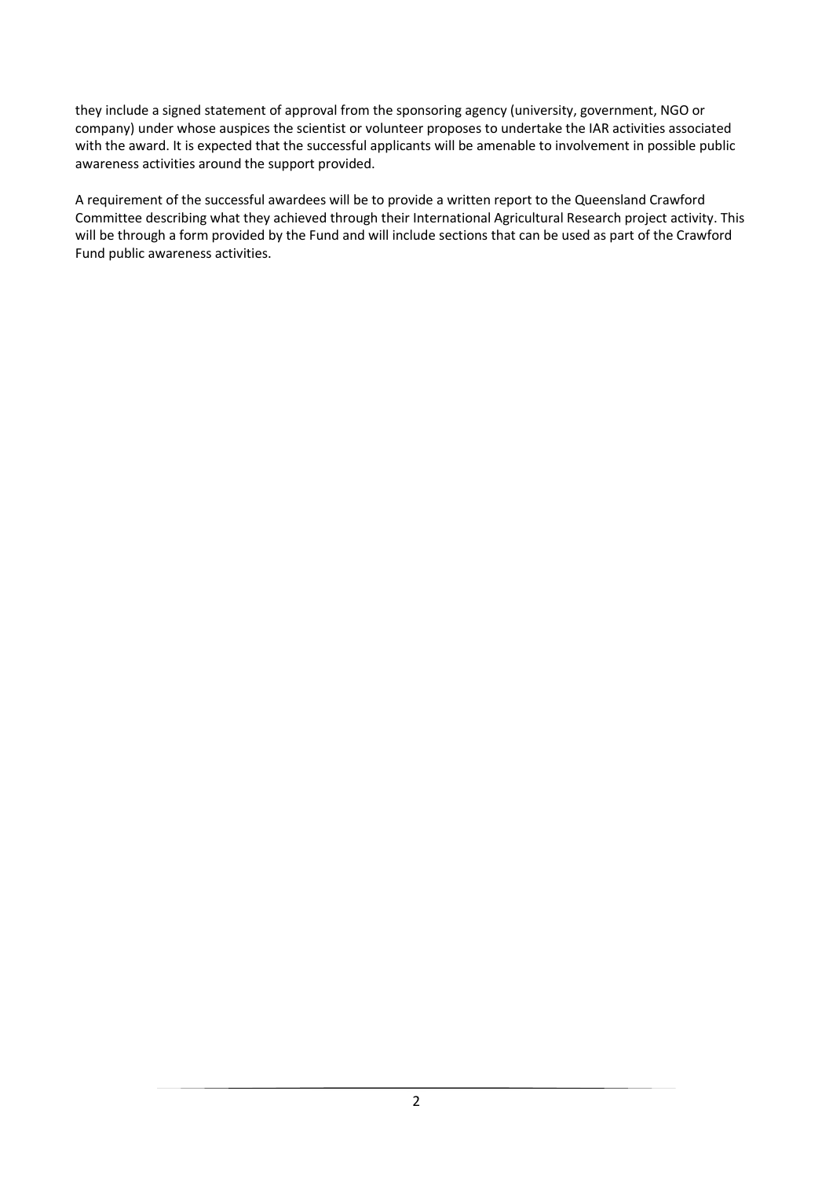they include a signed statement of approval from the sponsoring agency (university, government, NGO or company) under whose auspices the scientist or volunteer proposes to undertake the IAR activities associated with the award. It is expected that the successful applicants will be amenable to involvement in possible public awareness activities around the support provided.

A requirement of the successful awardees will be to provide a written report to the Queensland Crawford Committee describing what they achieved through their International Agricultural Research project activity. This will be through a form provided by the Fund and will include sections that can be used as part of the Crawford Fund public awareness activities.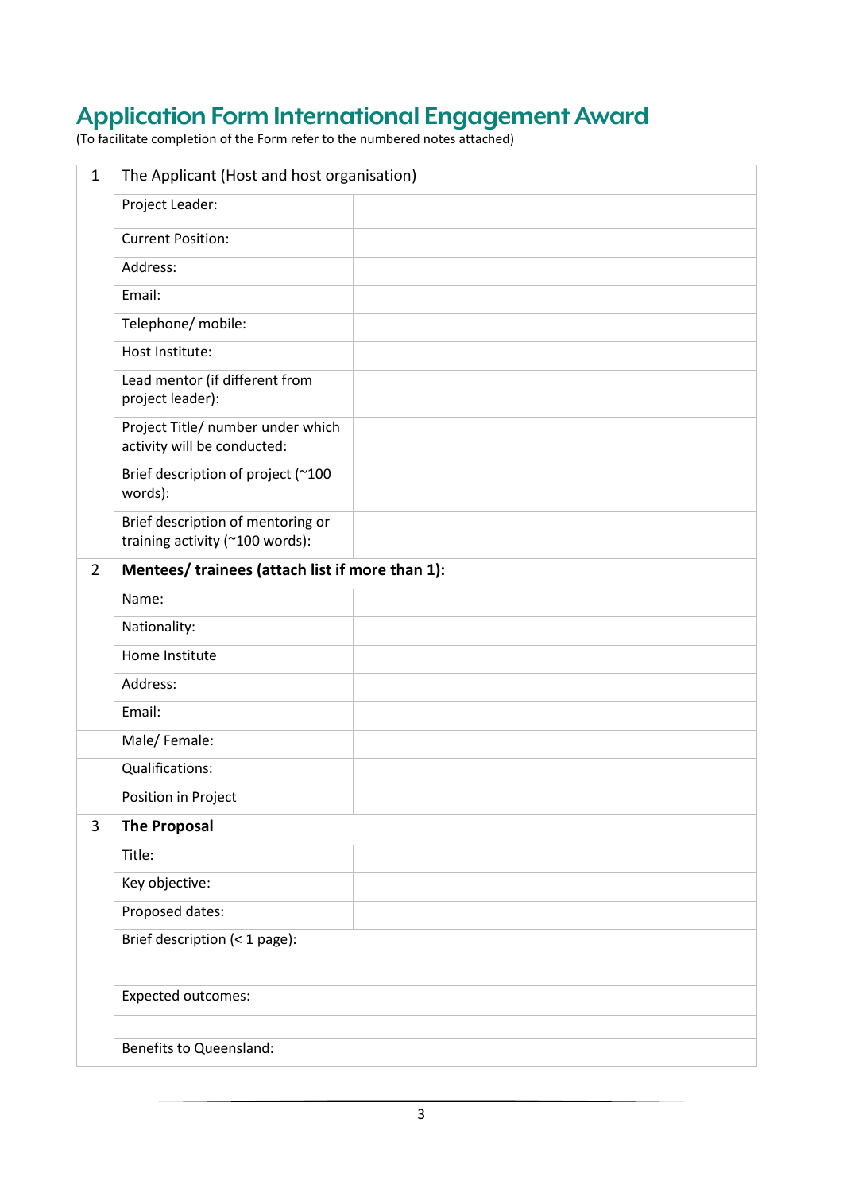# Application Form International Engagement Award

(To facilitate completion of the Form refer to the numbered notes attached)

| | | |
|---|---|---|
| 1 | The Applicant (Host and host organisation) | |
| | Project Leader: | |
| | Current Position: | |
| | Address: | |
| | Email: | |
| | Telephone/ mobile: | |
| | Host Institute: | |
| | Lead mentor (if different from project leader): | |
| | Project Title/ number under which activity will be conducted: | |
| | Brief description of project (~100 words): | |
| | Brief description of mentoring or training activity (~100 words): | |
| 2 | **Mentees/ trainees (attach list if more than 1):** | |
| | Name: | |
| | Nationality: | |
| | Home Institute | |
| | Address: | |
| | Email: | |
| | Male/ Female: | |
| | Qualifications: | |
| | Position in Project | |
| 3 | **The Proposal** | |
| | Title: | |
| | Key objective: | |
| | Proposed dates: | |
| | Brief description (< 1 page): | |
| | | |
| | Expected outcomes: | |
| | | |
| | Benefits to Queensland: | |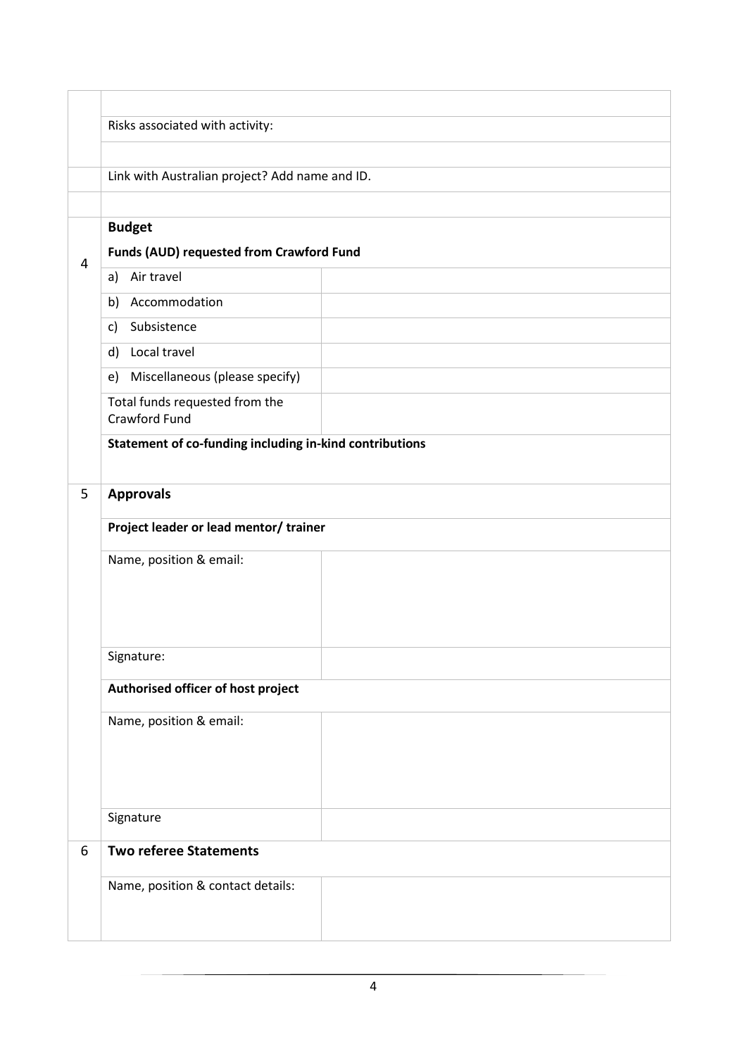| | | |
|---|---|---|
| | | |
| | Risks associated with activity: | |
| | | |
| | Link with Australian project? Add name and ID. | |
| | | |
| 4 | **Budget**<br>**Funds (AUD) requested from Crawford Fund** | |
| | a) Air travel | |
| | b) Accommodation | |
| | c) Subsistence | |
| | d) Local travel | |
| | e) Miscellaneous (please specify) | |
| | Total funds requested from the Crawford Fund | |
| | **Statement of co-funding including in-kind contributions** | |
| 5 | **Approvals** | |
| | **Project leader or lead mentor/ trainer** | |
| | Name, position & email: | |
| | Signature: | |
| | **Authorised officer of host project** | |
| | Name, position & email: | |
| | Signature | |
| 6 | **Two referee Statements** | |
| | Name, position & contact details: | |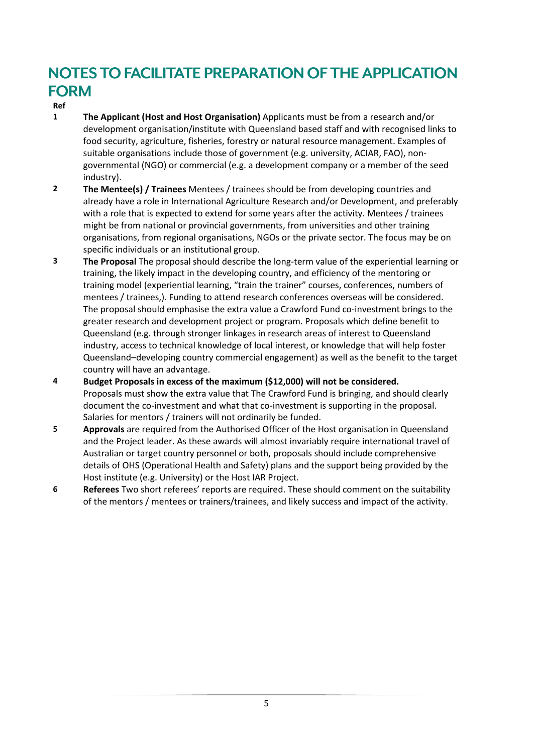# NOTES TO FACILITATE PREPARATION OF THE APPLICATION FORM

**Ref**

**1** **The Applicant (Host and Host Organisation)** Applicants must be from a research and/or development organisation/institute with Queensland based staff and with recognised links to food security, agriculture, fisheries, forestry or natural resource management. Examples of suitable organisations include those of government (e.g. university, ACIAR, FAO), non-governmental (NGO) or commercial (e.g. a development company or a member of the seed industry).

**2** **The Mentee(s) / Trainees** Mentees / trainees should be from developing countries and already have a role in International Agriculture Research and/or Development, and preferably with a role that is expected to extend for some years after the activity. Mentees / trainees might be from national or provincial governments, from universities and other training organisations, from regional organisations, NGOs or the private sector. The focus may be on specific individuals or an institutional group.

**3** **The Proposal** The proposal should describe the long-term value of the experiential learning or training, the likely impact in the developing country, and efficiency of the mentoring or training model (experiential learning, "train the trainer" courses, conferences, numbers of mentees / trainees,). Funding to attend research conferences overseas will be considered. The proposal should emphasise the extra value a Crawford Fund co-investment brings to the greater research and development project or program. Proposals which define benefit to Queensland (e.g. through stronger linkages in research areas of interest to Queensland industry, access to technical knowledge of local interest, or knowledge that will help foster Queensland–developing country commercial engagement) as well as the benefit to the target country will have an advantage.

**4** **Budget Proposals in excess of the maximum ($12,000) will not be considered.** Proposals must show the extra value that The Crawford Fund is bringing, and should clearly document the co-investment and what that co-investment is supporting in the proposal. Salaries for mentors / trainers will not ordinarily be funded.

**5** **Approvals** are required from the Authorised Officer of the Host organisation in Queensland and the Project leader. As these awards will almost invariably require international travel of Australian or target country personnel or both, proposals should include comprehensive details of OHS (Operational Health and Safety) plans and the support being provided by the Host institute (e.g. University) or the Host IAR Project.

**6** **Referees** Two short referees' reports are required. These should comment on the suitability of the mentors / mentees or trainers/trainees, and likely success and impact of the activity.